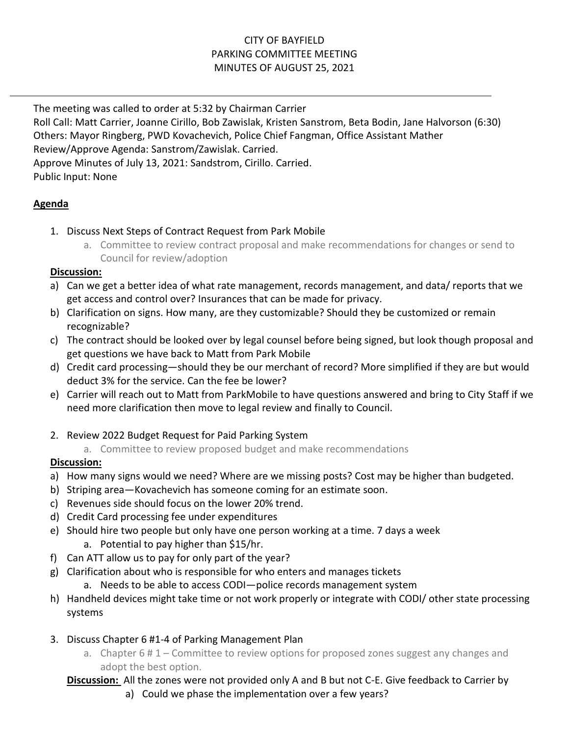CITY OF BAYFIELD
PARKING COMMITTEE MEETING
MINUTES OF AUGUST 25, 2021

---

The meeting was called to order at 5:32 by Chairman Carrier
Roll Call: Matt Carrier, Joanne Cirillo, Bob Zawislak, Kristen Sanstrom, Beta Bodin, Jane Halvorson (6:30)
Others: Mayor Ringberg, PWD Kovachevich, Police Chief Fangman, Office Assistant Mather
Review/Approve Agenda: Sanstrom/Zawislak. Carried.
Approve Minutes of July 13, 2021: Sandstrom, Cirillo. Carried.
Public Input: None

**Agenda**

1. Discuss Next Steps of Contract Request from Park Mobile
   a. Committee to review contract proposal and make recommendations for changes or send to Council for review/adoption

**Discussion:**

a) Can we get a better idea of what rate management, records management, and data/ reports that we get access and control over? Insurances that can be made for privacy.
b) Clarification on signs. How many, are they customizable? Should they be customized or remain recognizable?
c) The contract should be looked over by legal counsel before being signed, but look though proposal and get questions we have back to Matt from Park Mobile
d) Credit card processing—should they be our merchant of record? More simplified if they are but would deduct 3% for the service. Can the fee be lower?
e) Carrier will reach out to Matt from ParkMobile to have questions answered and bring to City Staff if we need more clarification then move to legal review and finally to Council.

2. Review 2022 Budget Request for Paid Parking System
   a. Committee to review proposed budget and make recommendations

**Discussion:**

a) How many signs would we need? Where are we missing posts? Cost may be higher than budgeted.
b) Striping area—Kovachevich has someone coming for an estimate soon.
c) Revenues side should focus on the lower 20% trend.
d) Credit Card processing fee under expenditures
e) Should hire two people but only have one person working at a time. 7 days a week
   a. Potential to pay higher than $15/hr.
f) Can ATT allow us to pay for only part of the year?
g) Clarification about who is responsible for who enters and manages tickets
   a. Needs to be able to access CODI—police records management system
h) Handheld devices might take time or not work properly or integrate with CODI/ other state processing systems

3. Discuss Chapter 6 #1-4 of Parking Management Plan
   a. Chapter 6 # 1 – Committee to review options for proposed zones suggest any changes and adopt the best option.

**Discussion:** All the zones were not provided only A and B but not C-E. Give feedback to Carrier by

a) Could we phase the implementation over a few years?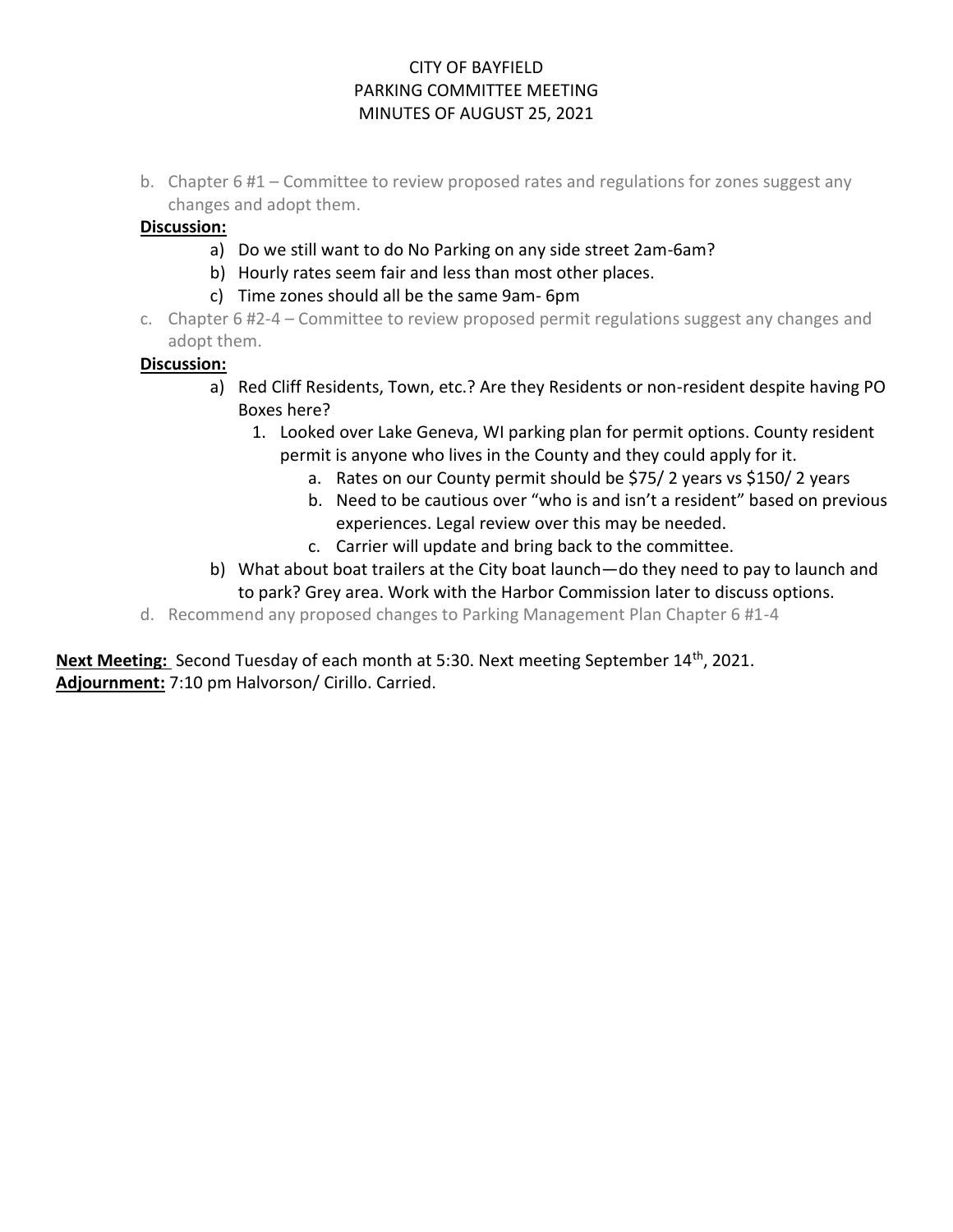CITY OF BAYFIELD
PARKING COMMITTEE MEETING
MINUTES OF AUGUST 25, 2021

b. Chapter 6 #1 – Committee to review proposed rates and regulations for zones suggest any changes and adopt them.

**Discussion:**

a) Do we still want to do No Parking on any side street 2am-6am?
b) Hourly rates seem fair and less than most other places.
c) Time zones should all be the same 9am- 6pm

c. Chapter 6 #2-4 – Committee to review proposed permit regulations suggest any changes and adopt them.

**Discussion:**

a) Red Cliff Residents, Town, etc.? Are they Residents or non-resident despite having PO Boxes here?
   1. Looked over Lake Geneva, WI parking plan for permit options. County resident permit is anyone who lives in the County and they could apply for it.
      a. Rates on our County permit should be $75/ 2 years vs $150/ 2 years
      b. Need to be cautious over “who is and isn’t a resident” based on previous experiences. Legal review over this may be needed.
      c. Carrier will update and bring back to the committee.

b) What about boat trailers at the City boat launch—do they need to pay to launch and to park? Grey area. Work with the Harbor Commission later to discuss options.

d. Recommend any proposed changes to Parking Management Plan Chapter 6 #1-4

**Next Meeting:** Second Tuesday of each month at 5:30. Next meeting September 14th, 2021.
**Adjournment:** 7:10 pm Halvorson/ Cirillo. Carried.